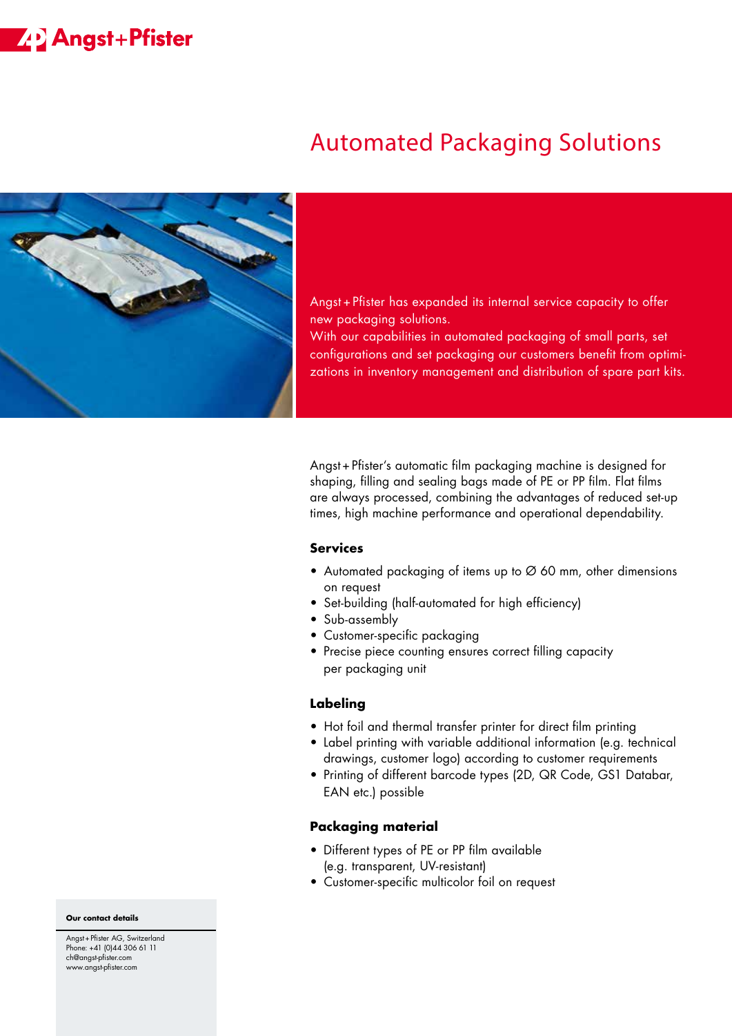Angst+Pfister

# Automated Packaging Solutions

Angst+Pfister has expanded its internal service capacity to offer new packaging solutions.
With our capabilities in automated packaging of small parts, set configurations and set packaging our customers benefit from optimizations in inventory management and distribution of spare part kits.

Angst+Pfister's automatic film packaging machine is designed for shaping, filling and sealing bags made of PE or PP film. Flat films are always processed, combining the advantages of reduced set-up times, high machine performance and operational dependability.

## Services

- Automated packaging of items up to Ø 60 mm, other dimensions on request
- Set-building (half-automated for high efficiency)
- Sub-assembly
- Customer-specific packaging
- Precise piece counting ensures correct filling capacity per packaging unit

## Labeling

- Hot foil and thermal transfer printer for direct film printing
- Label printing with variable additional information (e.g. technical drawings, customer logo) according to customer requirements
- Printing of different barcode types (2D, QR Code, GS1 Databar, EAN etc.) possible

## Packaging material

- Different types of PE or PP film available (e.g. transparent, UV-resistant)
- Customer-specific multicolor foil on request

**Our contact details**

Angst+Pfister AG, Switzerland
Phone: +41 (0)44 306 61 11
ch@angst-pfister.com
www.angst-pfister.com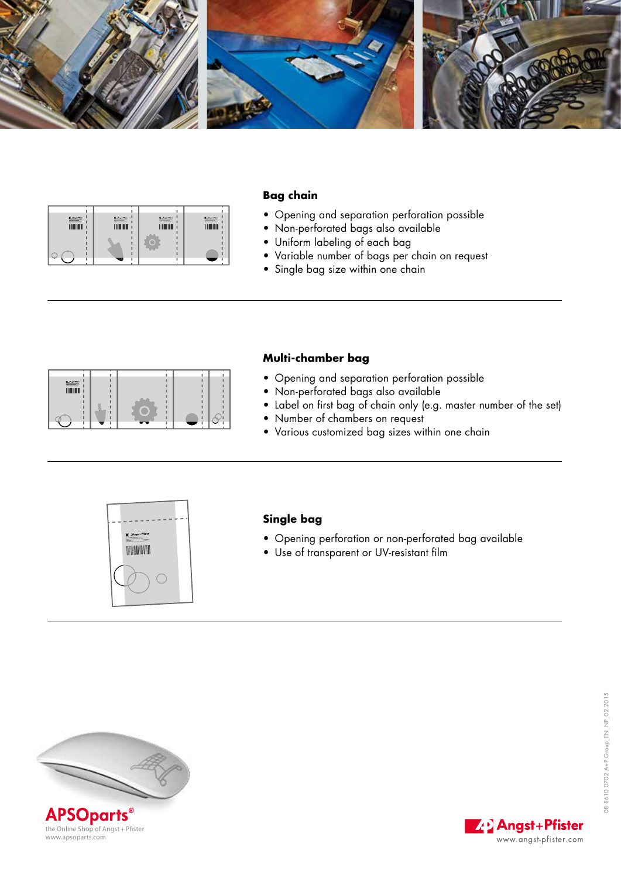## Bag chain

- Opening and separation perforation possible
- Non-perforated bags also available
- Uniform labeling of each bag
- Variable number of bags per chain on request
- Single bag size within one chain

## Multi-chamber bag

- Opening and separation perforation possible
- Non-perforated bags also available
- Label on first bag of chain only (e.g. master number of the set)
- Number of chambers on request
- Various customized bag sizes within one chain

## Single bag

- Opening perforation or non-perforated bag available
- Use of transparent or UV-resistant film

APSOparts®
the Online Shop of Angst + Pfister
www.apsoparts.com

Angst+Pfister
www.angst-pfister.com

08 8610 0702 A+P Group_EN_NP_02.2015